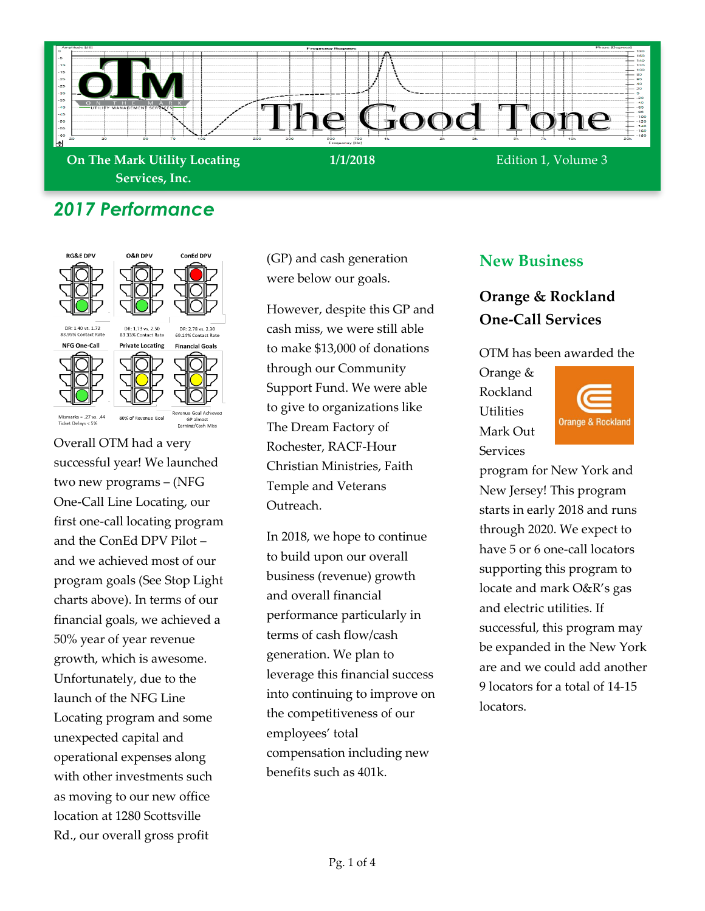# The Good Tone

**On The Mark Utility Locating Services, Inc.** | **1/1/2018** | Edition 1, Volume 3

## *2017 Performance*

RG&E DPV — DR: 1.40 vs. 1.72, 83.95% Contact Rate

O&R DPV — DR: 1.73 vs. 2.50, 83.33% Contact Rate

ConEd DPV — DR: 2.78 vs. 2.30, 69.14% Contact Rate

NFG One-Call — Mismarks = .27 vs. .44, Ticket Delays < 5%

Private Locating — 80% of Revenue Goal

Financial Goals — Revenue Goal Achieved, GP almost, Earning/Cash Miss

Overall OTM had a very successful year! We launched two new programs – (NFG One-Call Line Locating, our first one-call locating program and the ConEd DPV Pilot – and we achieved most of our program goals (See Stop Light charts above). In terms of our financial goals, we achieved a 50% year of year revenue growth, which is awesome. Unfortunately, due to the launch of the NFG Line Locating program and some unexpected capital and operational expenses along with other investments such as moving to our new office location at 1280 Scottsville Rd., our overall gross profit (GP) and cash generation were below our goals.

However, despite this GP and cash miss, we were still able to make $13,000 of donations through our Community Support Fund. We were able to give to organizations like The Dream Factory of Rochester, RACF-Hour Christian Ministries, Faith Temple and Veterans Outreach.

In 2018, we hope to continue to build upon our overall business (revenue) growth and overall financial performance particularly in terms of cash flow/cash generation. We plan to leverage this financial success into continuing to improve on the competitiveness of our employees' total compensation including new benefits such as 401k.

## New Business

### Orange & Rockland One-Call Services

OTM has been awarded the Orange & Rockland Utilities Mark Out Services program for New York and New Jersey! This program starts in early 2018 and runs through 2020. We expect to have 5 or 6 one-call locators supporting this program to locate and mark O&R's gas and electric utilities. If successful, this program may be expanded in the New York are and we could add another 9 locators for a total of 14-15 locators.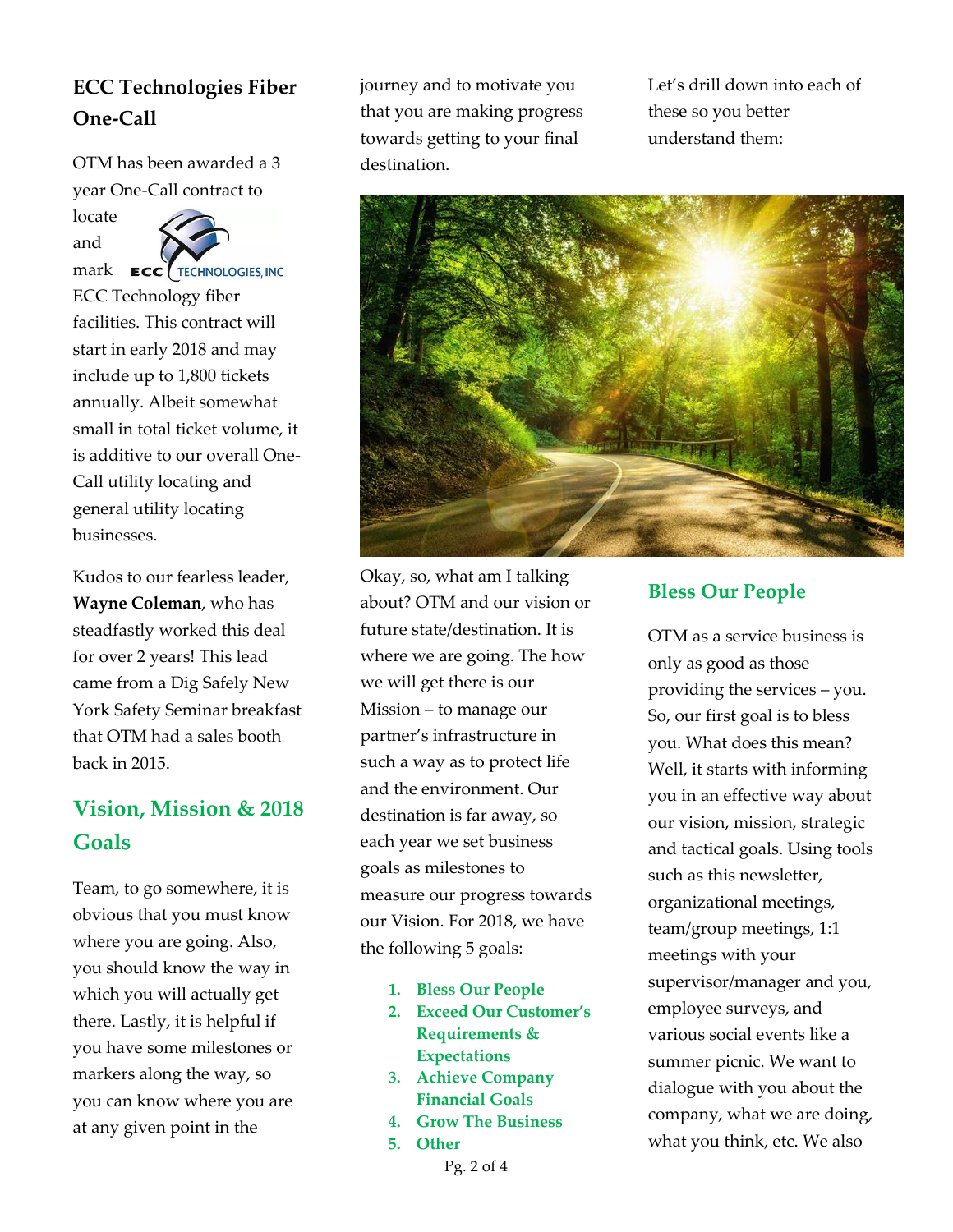## ECC Technologies Fiber One-Call

OTM has been awarded a 3 year One-Call contract to locate and mark ECC Technology fiber facilities. This contract will start in early 2018 and may include up to 1,800 tickets annually. Albeit somewhat small in total ticket volume, it is additive to our overall One-Call utility locating and general utility locating businesses.

Kudos to our fearless leader, **Wayne Coleman**, who has steadfastly worked this deal for over 2 years! This lead came from a Dig Safely New York Safety Seminar breakfast that OTM had a sales booth back in 2015.

## Vision, Mission & 2018 Goals

Team, to go somewhere, it is obvious that you must know where you are going. Also, you should know the way in which you will actually get there. Lastly, it is helpful if you have some milestones or markers along the way, so you can know where you are at any given point in the journey and to motivate you that you are making progress towards getting to your final destination.

Let's drill down into each of these so you better understand them:

Okay, so, what am I talking about? OTM and our vision or future state/destination. It is where we are going. The how we will get there is our Mission – to manage our partner's infrastructure in such a way as to protect life and the environment. Our destination is far away, so each year we set business goals as milestones to measure our progress towards our Vision. For 2018, we have the following 5 goals:

1. **Bless Our People**
2. **Exceed Our Customer's Requirements & Expectations**
3. **Achieve Company Financial Goals**
4. **Grow The Business**
5. **Other**

### Bless Our People

OTM as a service business is only as good as those providing the services – you. So, our first goal is to bless you. What does this mean? Well, it starts with informing you in an effective way about our vision, mission, strategic and tactical goals. Using tools such as this newsletter, organizational meetings, team/group meetings, 1:1 meetings with your supervisor/manager and you, employee surveys, and various social events like a summer picnic. We want to dialogue with you about the company, what we are doing, what you think, etc. We also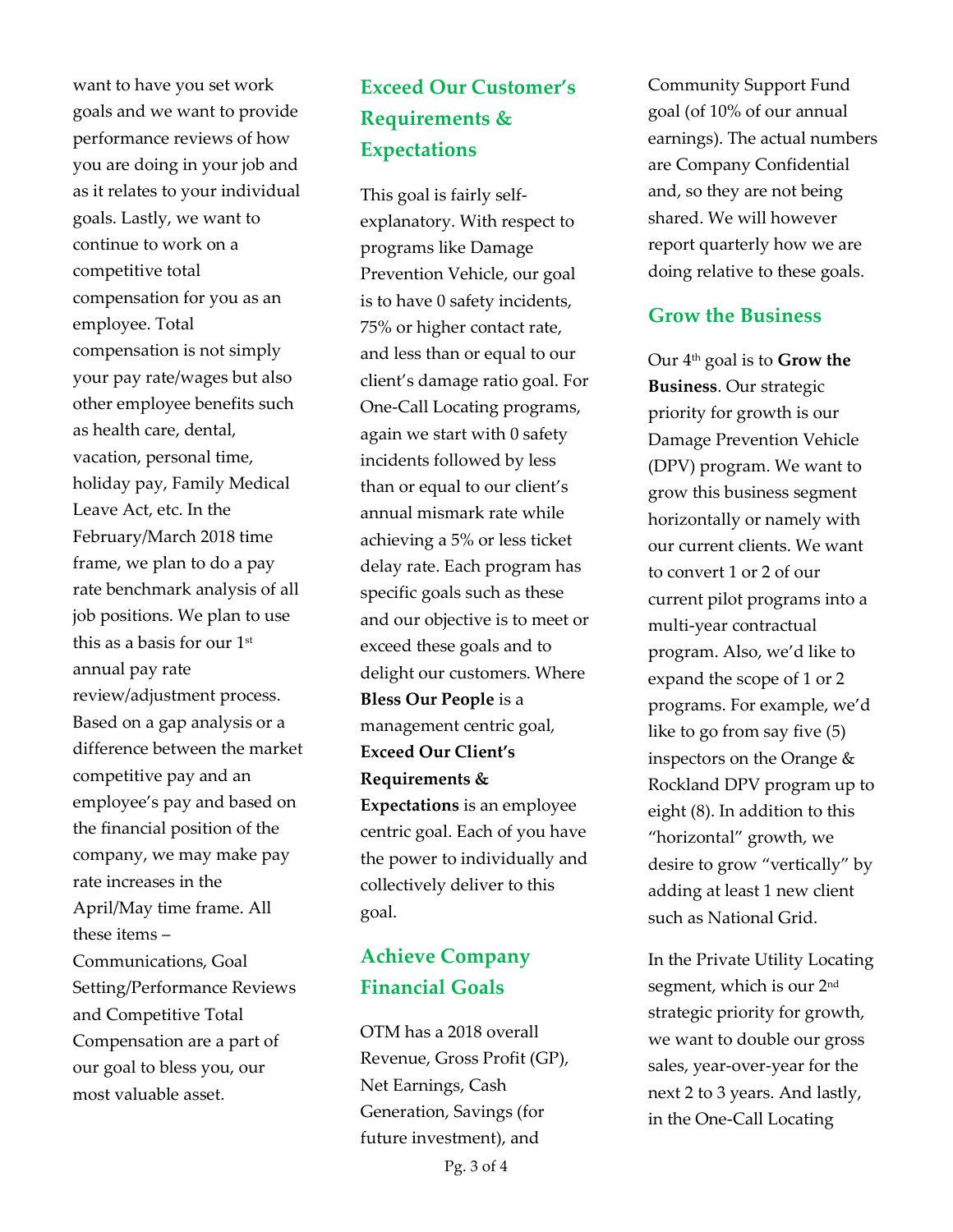want to have you set work goals and we want to provide performance reviews of how you are doing in your job and as it relates to your individual goals. Lastly, we want to continue to work on a competitive total compensation for you as an employee. Total compensation is not simply your pay rate/wages but also other employee benefits such as health care, dental, vacation, personal time, holiday pay, Family Medical Leave Act, etc. In the February/March 2018 time frame, we plan to do a pay rate benchmark analysis of all job positions. We plan to use this as a basis for our 1st annual pay rate review/adjustment process. Based on a gap analysis or a difference between the market competitive pay and an employee's pay and based on the financial position of the company, we may make pay rate increases in the April/May time frame. All these items – Communications, Goal Setting/Performance Reviews and Competitive Total Compensation are a part of our goal to bless you, our most valuable asset.

## Exceed Our Customer's Requirements & Expectations

This goal is fairly self-explanatory. With respect to programs like Damage Prevention Vehicle, our goal is to have 0 safety incidents, 75% or higher contact rate, and less than or equal to our client's damage ratio goal. For One-Call Locating programs, again we start with 0 safety incidents followed by less than or equal to our client's annual mismark rate while achieving a 5% or less ticket delay rate. Each program has specific goals such as these and our objective is to meet or exceed these goals and to delight our customers. Where **Bless Our People** is a management centric goal, **Exceed Our Client's Requirements & Expectations** is an employee centric goal. Each of you have the power to individually and collectively deliver to this goal.

## Achieve Company Financial Goals

OTM has a 2018 overall Revenue, Gross Profit (GP), Net Earnings, Cash Generation, Savings (for future investment), and Community Support Fund goal (of 10% of our annual earnings). The actual numbers are Company Confidential and, so they are not being shared. We will however report quarterly how we are doing relative to these goals.

## Grow the Business

Our 4th goal is to **Grow the Business**. Our strategic priority for growth is our Damage Prevention Vehicle (DPV) program. We want to grow this business segment horizontally or namely with our current clients. We want to convert 1 or 2 of our current pilot programs into a multi-year contractual program. Also, we'd like to expand the scope of 1 or 2 programs. For example, we'd like to go from say five (5) inspectors on the Orange & Rockland DPV program up to eight (8). In addition to this "horizontal" growth, we desire to grow "vertically" by adding at least 1 new client such as National Grid.

In the Private Utility Locating segment, which is our 2nd strategic priority for growth, we want to double our gross sales, year-over-year for the next 2 to 3 years. And lastly, in the One-Call Locating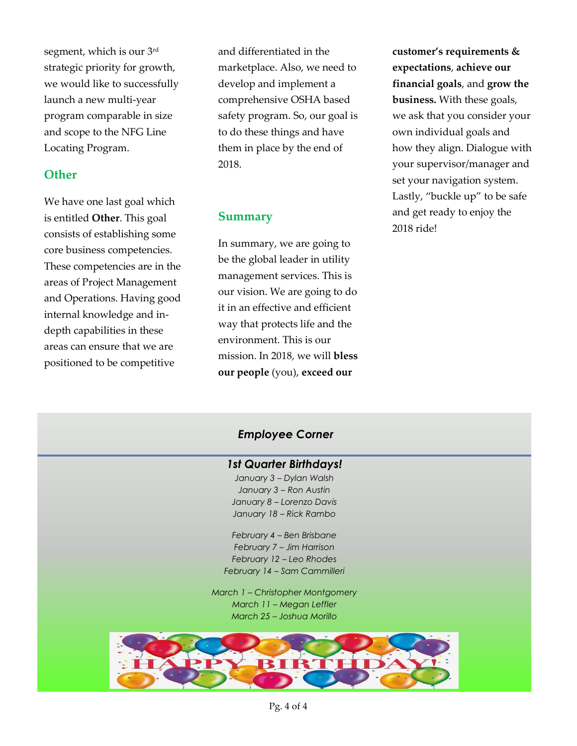segment, which is our 3rd strategic priority for growth, we would like to successfully launch a new multi-year program comparable in size and scope to the NFG Line Locating Program.

## Other

We have one last goal which is entitled **Other**. This goal consists of establishing some core business competencies. These competencies are in the areas of Project Management and Operations. Having good internal knowledge and in-depth capabilities in these areas can ensure that we are positioned to be competitive and differentiated in the marketplace. Also, we need to develop and implement a comprehensive OSHA based safety program. So, our goal is to do these things and have them in place by the end of 2018.

## Summary

In summary, we are going to be the global leader in utility management services. This is our vision. We are going to do it in an effective and efficient way that protects life and the environment. This is our mission. In 2018, we will **bless our people** (you), **exceed our customer's requirements & expectations**, **achieve our financial goals**, and **grow the business.** With these goals, we ask that you consider your own individual goals and how they align. Dialogue with your supervisor/manager and set your navigation system. Lastly, "buckle up" to be safe and get ready to enjoy the 2018 ride!

## *Employee Corner*

### *1st Quarter Birthdays!*

*January 3 – Dylan Walsh*
*January 3 – Ron Austin*
*January 8 – Lorenzo Davis*
*January 18 – Rick Rambo*

*February 4 – Ben Brisbane*
*February 7 – Jim Harrison*
*February 12 – Leo Rhodes*
*February 14 – Sam Cammilleri*

*March 1 – Christopher Montgomery*
*March 11 – Megan Leffler*
*March 25 – Joshua Morillo*

HAPPY BIRTHDAY!